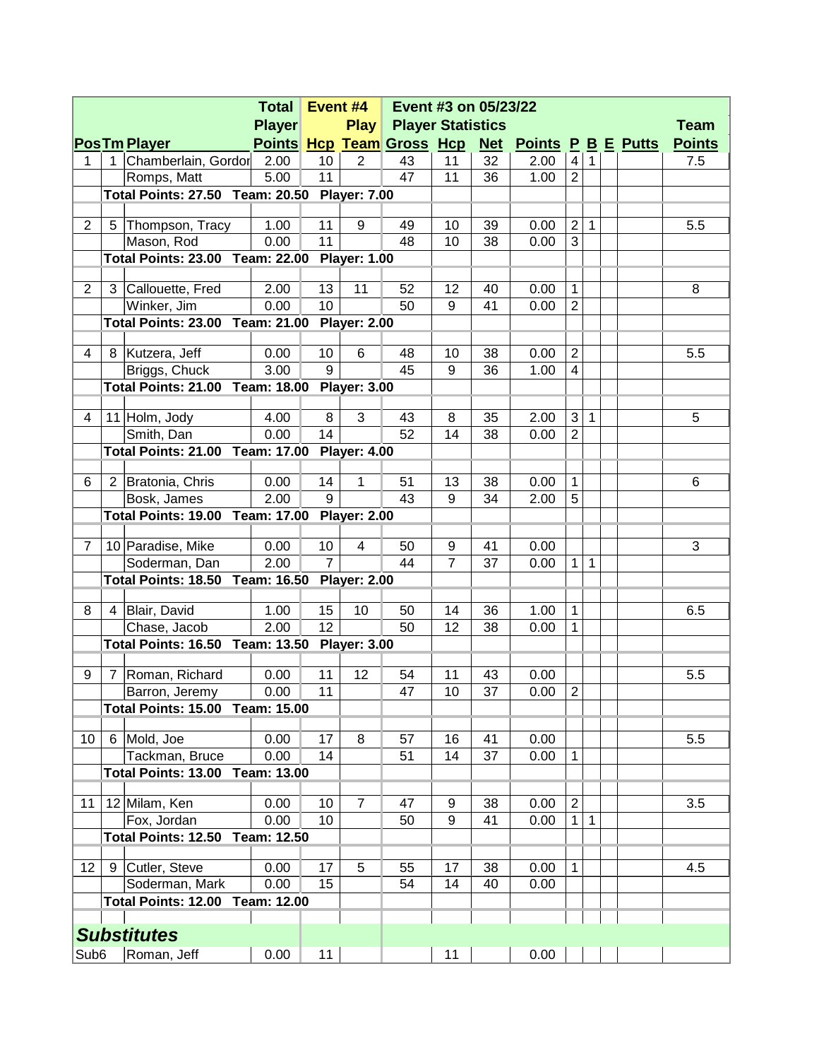| Pos | Tm | Player | Total Player Points | Event #4 Hcp | Event #4 Play Team | Event #3 on 05/23/22 Player Statistics Gross | Hcp | Net | Points | P | B | E | Putts | Team Points |
|---|---|---|---|---|---|---|---|---|---|---|---|---|---|---|
| 1 | 1 | Chamberlain, Gordor | 2.00 | 10 | 2 | 43 | 11 | 32 | 2.00 | 4 | 1 | | | 7.5 |
| | | Romps, Matt | 5.00 | 11 | | 47 | 11 | 36 | 1.00 | 2 | | | | |
| | | Total Points: 27.50 Team: 20.50 Player: 7.00 | | | | | | | | | | | | |
| 2 | 5 | Thompson, Tracy | 1.00 | 11 | 9 | 49 | 10 | 39 | 0.00 | 2 | 1 | | | 5.5 |
| | | Mason, Rod | 0.00 | 11 | | 48 | 10 | 38 | 0.00 | 3 | | | | |
| | | Total Points: 23.00 Team: 22.00 Player: 1.00 | | | | | | | | | | | | |
| 2 | 3 | Callouette, Fred | 2.00 | 13 | 11 | 52 | 12 | 40 | 0.00 | 1 | | | | 8 |
| | | Winker, Jim | 0.00 | 10 | | 50 | 9 | 41 | 0.00 | 2 | | | | |
| | | Total Points: 23.00 Team: 21.00 Player: 2.00 | | | | | | | | | | | | |
| 4 | 8 | Kutzera, Jeff | 0.00 | 10 | 6 | 48 | 10 | 38 | 0.00 | 2 | | | | 5.5 |
| | | Briggs, Chuck | 3.00 | 9 | | 45 | 9 | 36 | 1.00 | 4 | | | | |
| | | Total Points: 21.00 Team: 18.00 Player: 3.00 | | | | | | | | | | | | |
| 4 | 11 | Holm, Jody | 4.00 | 8 | 3 | 43 | 8 | 35 | 2.00 | 3 | 1 | | | 5 |
| | | Smith, Dan | 0.00 | 14 | | 52 | 14 | 38 | 0.00 | 2 | | | | |
| | | Total Points: 21.00 Team: 17.00 Player: 4.00 | | | | | | | | | | | | |
| 6 | 2 | Bratonia, Chris | 0.00 | 14 | 1 | 51 | 13 | 38 | 0.00 | 1 | | | | 6 |
| | | Bosk, James | 2.00 | 9 | | 43 | 9 | 34 | 2.00 | 5 | | | | |
| | | Total Points: 19.00 Team: 17.00 Player: 2.00 | | | | | | | | | | | | |
| 7 | 10 | Paradise, Mike | 0.00 | 10 | 4 | 50 | 9 | 41 | 0.00 | | | | | 3 |
| | | Soderman, Dan | 2.00 | 7 | | 44 | 7 | 37 | 0.00 | 1 | 1 | | | |
| | | Total Points: 18.50 Team: 16.50 Player: 2.00 | | | | | | | | | | | | |
| 8 | 4 | Blair, David | 1.00 | 15 | 10 | 50 | 14 | 36 | 1.00 | 1 | | | | 6.5 |
| | | Chase, Jacob | 2.00 | 12 | | 50 | 12 | 38 | 0.00 | 1 | | | | |
| | | Total Points: 16.50 Team: 13.50 Player: 3.00 | | | | | | | | | | | | |
| 9 | 7 | Roman, Richard | 0.00 | 11 | 12 | 54 | 11 | 43 | 0.00 | | | | | 5.5 |
| | | Barron, Jeremy | 0.00 | 11 | | 47 | 10 | 37 | 0.00 | 2 | | | | |
| | | Total Points: 15.00 Team: 15.00 | | | | | | | | | | | | |
| 10 | 6 | Mold, Joe | 0.00 | 17 | 8 | 57 | 16 | 41 | 0.00 | | | | | 5.5 |
| | | Tackman, Bruce | 0.00 | 14 | | 51 | 14 | 37 | 0.00 | 1 | | | | |
| | | Total Points: 13.00 Team: 13.00 | | | | | | | | | | | | |
| 11 | 12 | Milam, Ken | 0.00 | 10 | 7 | 47 | 9 | 38 | 0.00 | 2 | | | | 3.5 |
| | | Fox, Jordan | 0.00 | 10 | | 50 | 9 | 41 | 0.00 | 1 | 1 | | | |
| | | Total Points: 12.50 Team: 12.50 | | | | | | | | | | | | |
| 12 | 9 | Cutler, Steve | 0.00 | 17 | 5 | 55 | 17 | 38 | 0.00 | 1 | | | | 4.5 |
| | | Soderman, Mark | 0.00 | 15 | | 54 | 14 | 40 | 0.00 | | | | | |
| | | Total Points: 12.00 Team: 12.00 | | | | | | | | | | | | |
| ***Substitutes*** | | | | | | | | | | | | | | |
| Sub6 | | Roman, Jeff | 0.00 | 11 | | | 11 | | 0.00 | | | | | |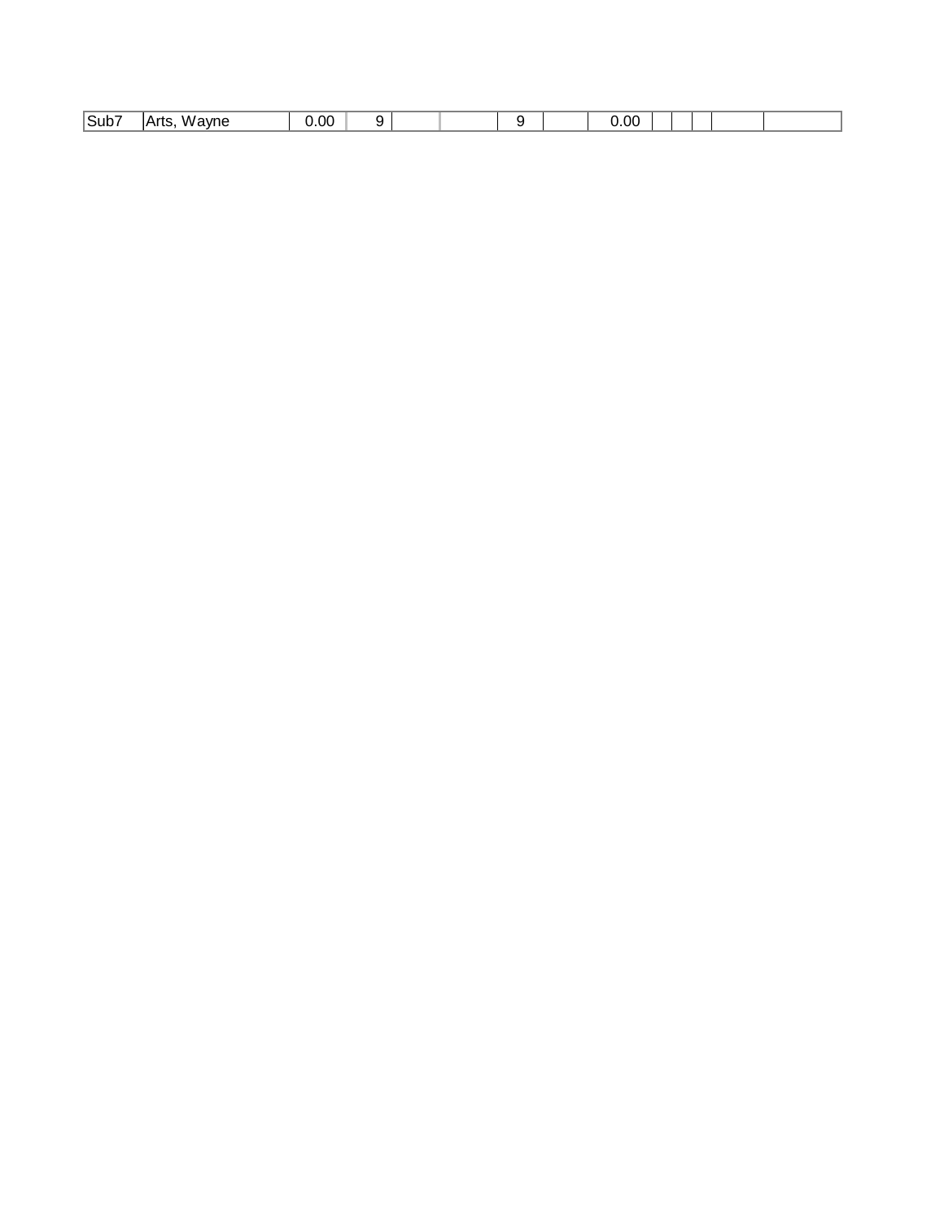| | | | | | | | | | | | | | |
|---|---|---|---|---|---|---|---|---|---|---|---|---|---|
| Sub7 | Arts, Wayne | 0.00 | 9 | | | 9 | | 0.00 | | | | | |